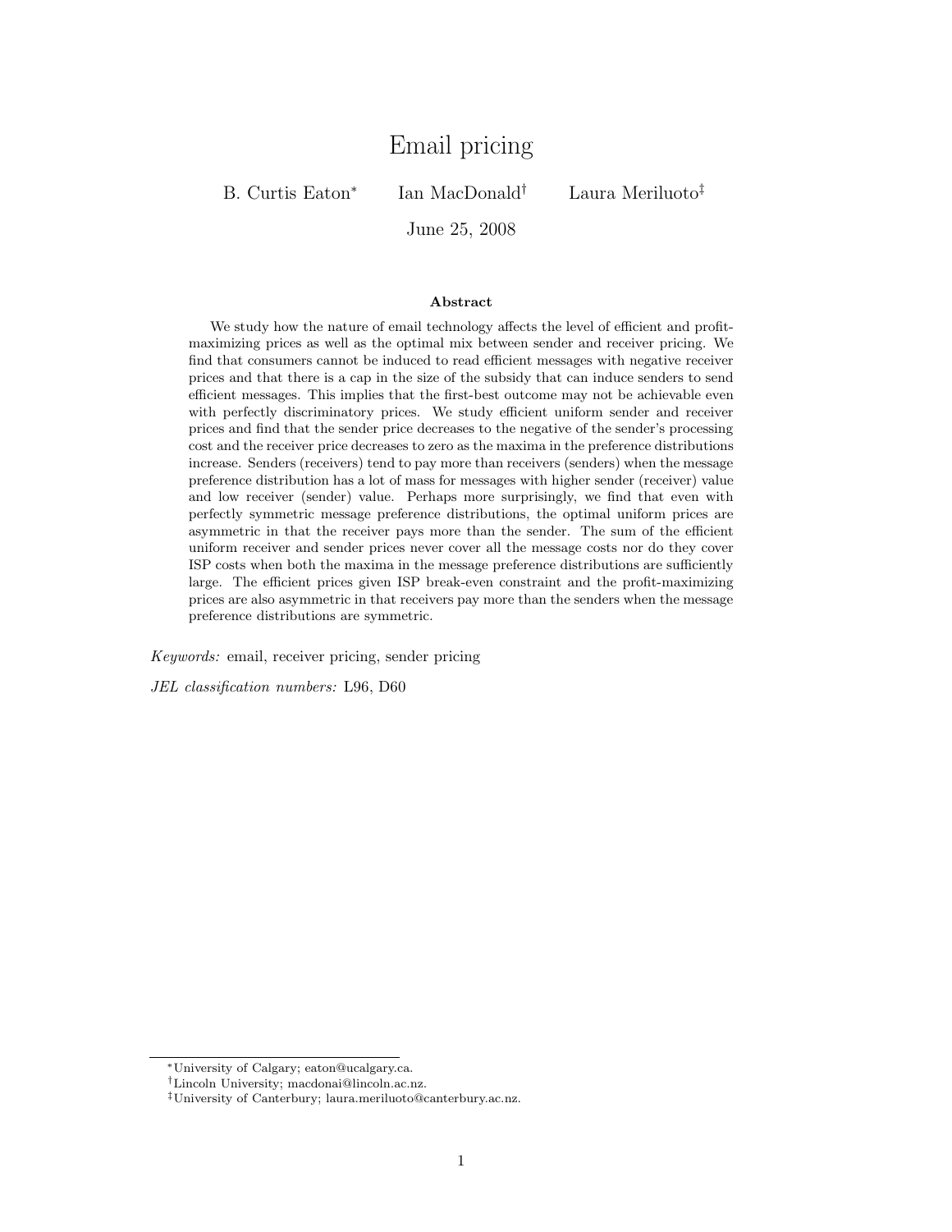# Email pricing

B. Curtis Eaton[*] Ian MacDonald[†] Laura Meriluoto[‡]

June 25, 2008

### Abstract

We study how the nature of email technology affects the level of efficient and profit-maximizing prices as well as the optimal mix between sender and receiver pricing. We find that consumers cannot be induced to read efficient messages with negative receiver prices and that there is a cap in the size of the subsidy that can induce senders to send efficient messages. This implies that the first-best outcome may not be achievable even with perfectly discriminatory prices. We study efficient uniform sender and receiver prices and find that the sender price decreases to the negative of the sender's processing cost and the receiver price decreases to zero as the maxima in the preference distributions increase. Senders (receivers) tend to pay more than receivers (senders) when the message preference distribution has a lot of mass for messages with higher sender (receiver) value and low receiver (sender) value. Perhaps more surprisingly, we find that even with perfectly symmetric message preference distributions, the optimal uniform prices are asymmetric in that the receiver pays more than the sender. The sum of the efficient uniform receiver and sender prices never cover all the message costs nor do they cover ISP costs when both the maxima in the message preference distributions are sufficiently large. The efficient prices given ISP break-even constraint and the profit-maximizing prices are also asymmetric in that receivers pay more than the senders when the message preference distributions are symmetric.

*Keywords:* email, receiver pricing, sender pricing

*JEL classification numbers:* L96, D60

---

[*] University of Calgary; eaton@ucalgary.ca.

[†] Lincoln University; macdonai@lincoln.ac.nz.

[‡] University of Canterbury; laura.meriluoto@canterbury.ac.nz.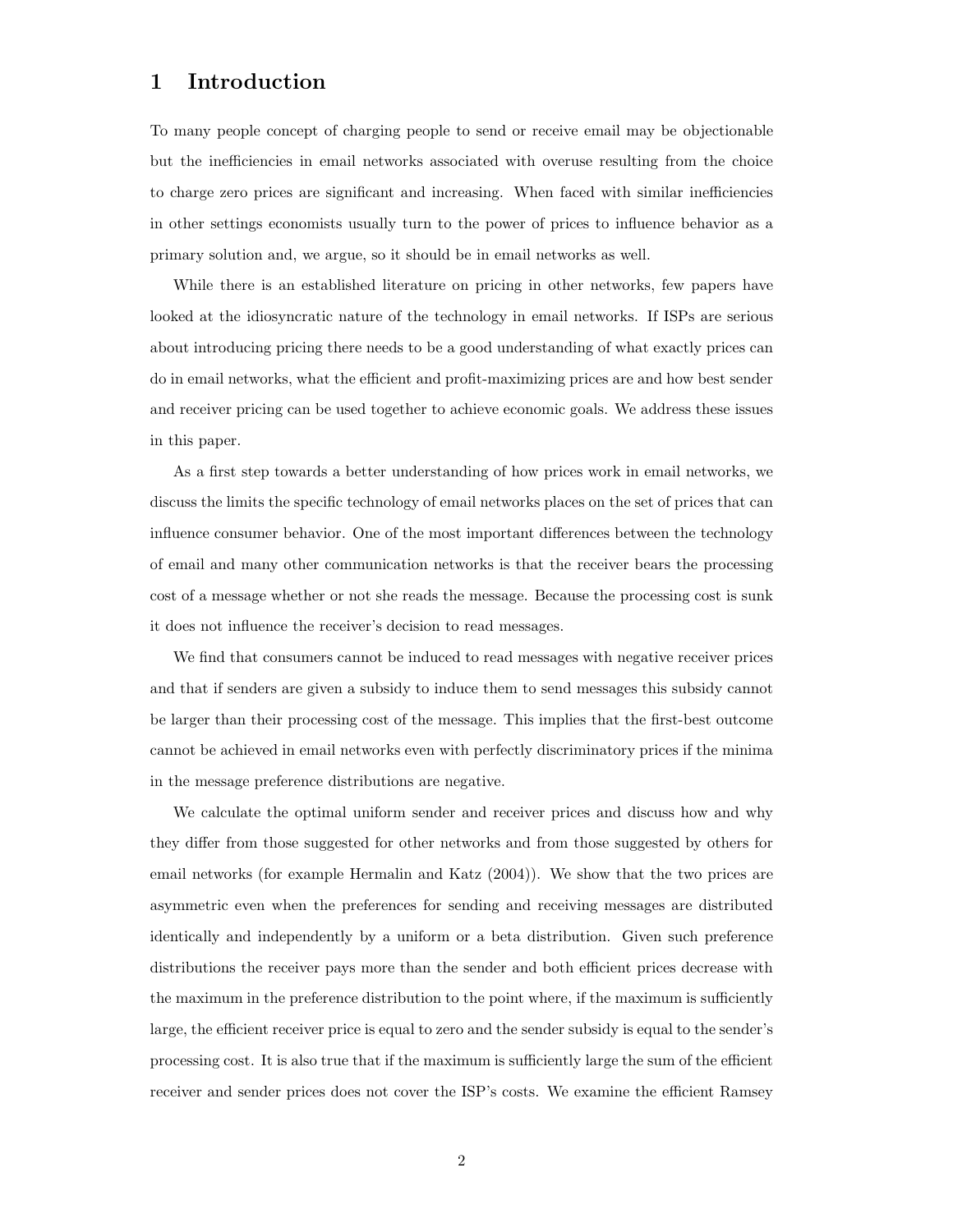# 1 Introduction

To many people concept of charging people to send or receive email may be objectionable but the inefficiencies in email networks associated with overuse resulting from the choice to charge zero prices are significant and increasing. When faced with similar inefficiencies in other settings economists usually turn to the power of prices to influence behavior as a primary solution and, we argue, so it should be in email networks as well.

While there is an established literature on pricing in other networks, few papers have looked at the idiosyncratic nature of the technology in email networks. If ISPs are serious about introducing pricing there needs to be a good understanding of what exactly prices can do in email networks, what the efficient and profit-maximizing prices are and how best sender and receiver pricing can be used together to achieve economic goals. We address these issues in this paper.

As a first step towards a better understanding of how prices work in email networks, we discuss the limits the specific technology of email networks places on the set of prices that can influence consumer behavior. One of the most important differences between the technology of email and many other communication networks is that the receiver bears the processing cost of a message whether or not she reads the message. Because the processing cost is sunk it does not influence the receiver's decision to read messages.

We find that consumers cannot be induced to read messages with negative receiver prices and that if senders are given a subsidy to induce them to send messages this subsidy cannot be larger than their processing cost of the message. This implies that the first-best outcome cannot be achieved in email networks even with perfectly discriminatory prices if the minima in the message preference distributions are negative.

We calculate the optimal uniform sender and receiver prices and discuss how and why they differ from those suggested for other networks and from those suggested by others for email networks (for example Hermalin and Katz (2004)). We show that the two prices are asymmetric even when the preferences for sending and receiving messages are distributed identically and independently by a uniform or a beta distribution. Given such preference distributions the receiver pays more than the sender and both efficient prices decrease with the maximum in the preference distribution to the point where, if the maximum is sufficiently large, the efficient receiver price is equal to zero and the sender subsidy is equal to the sender's processing cost. It is also true that if the maximum is sufficiently large the sum of the efficient receiver and sender prices does not cover the ISP's costs. We examine the efficient Ramsey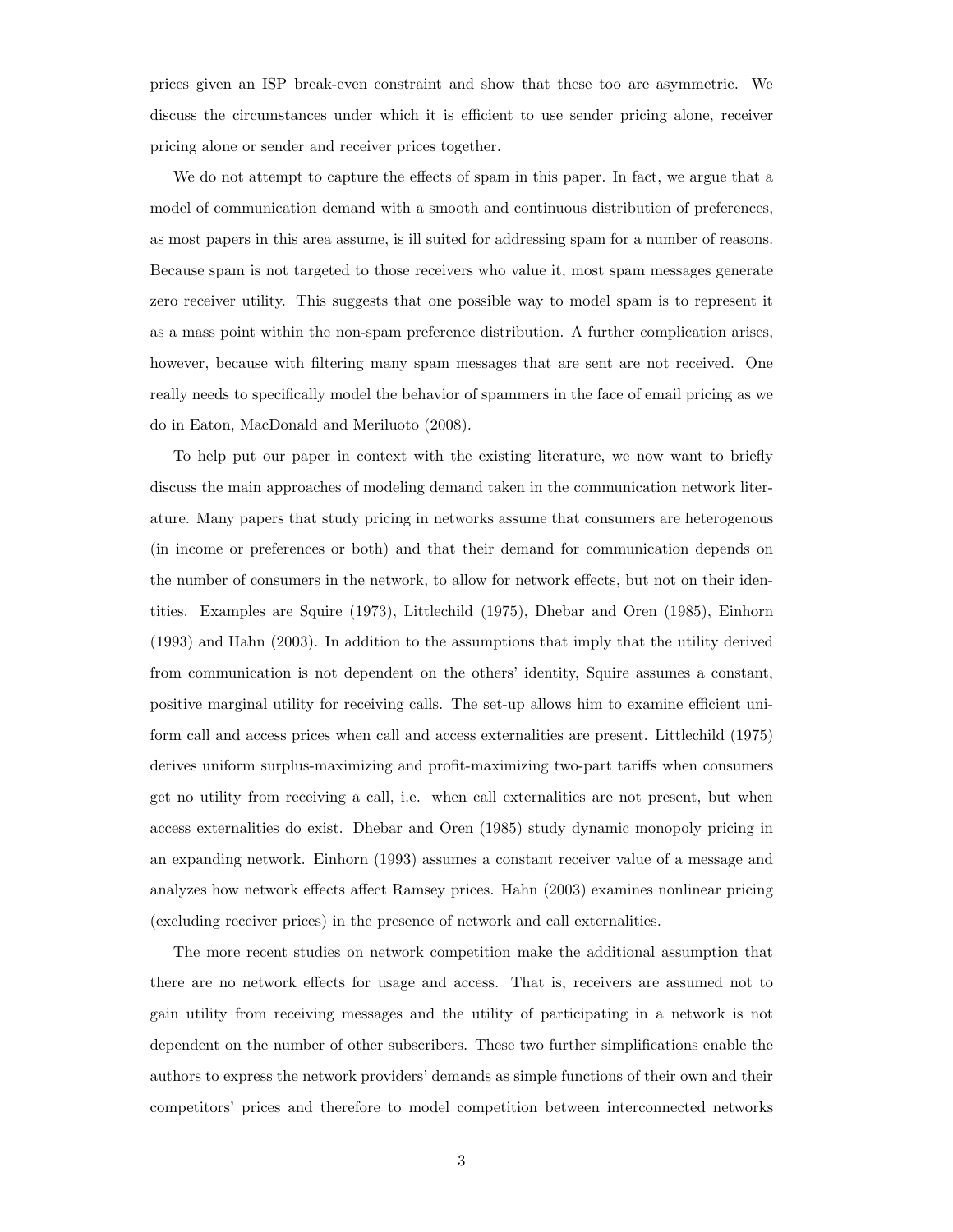prices given an ISP break-even constraint and show that these too are asymmetric. We discuss the circumstances under which it is efficient to use sender pricing alone, receiver pricing alone or sender and receiver prices together.

We do not attempt to capture the effects of spam in this paper. In fact, we argue that a model of communication demand with a smooth and continuous distribution of preferences, as most papers in this area assume, is ill suited for addressing spam for a number of reasons. Because spam is not targeted to those receivers who value it, most spam messages generate zero receiver utility. This suggests that one possible way to model spam is to represent it as a mass point within the non-spam preference distribution. A further complication arises, however, because with filtering many spam messages that are sent are not received. One really needs to specifically model the behavior of spammers in the face of email pricing as we do in Eaton, MacDonald and Meriluoto (2008).

To help put our paper in context with the existing literature, we now want to briefly discuss the main approaches of modeling demand taken in the communication network literature. Many papers that study pricing in networks assume that consumers are heterogenous (in income or preferences or both) and that their demand for communication depends on the number of consumers in the network, to allow for network effects, but not on their identities. Examples are Squire (1973), Littlechild (1975), Dhebar and Oren (1985), Einhorn (1993) and Hahn (2003). In addition to the assumptions that imply that the utility derived from communication is not dependent on the others' identity, Squire assumes a constant, positive marginal utility for receiving calls. The set-up allows him to examine efficient uniform call and access prices when call and access externalities are present. Littlechild (1975) derives uniform surplus-maximizing and profit-maximizing two-part tariffs when consumers get no utility from receiving a call, i.e. when call externalities are not present, but when access externalities do exist. Dhebar and Oren (1985) study dynamic monopoly pricing in an expanding network. Einhorn (1993) assumes a constant receiver value of a message and analyzes how network effects affect Ramsey prices. Hahn (2003) examines nonlinear pricing (excluding receiver prices) in the presence of network and call externalities.

The more recent studies on network competition make the additional assumption that there are no network effects for usage and access. That is, receivers are assumed not to gain utility from receiving messages and the utility of participating in a network is not dependent on the number of other subscribers. These two further simplifications enable the authors to express the network providers' demands as simple functions of their own and their competitors' prices and therefore to model competition between interconnected networks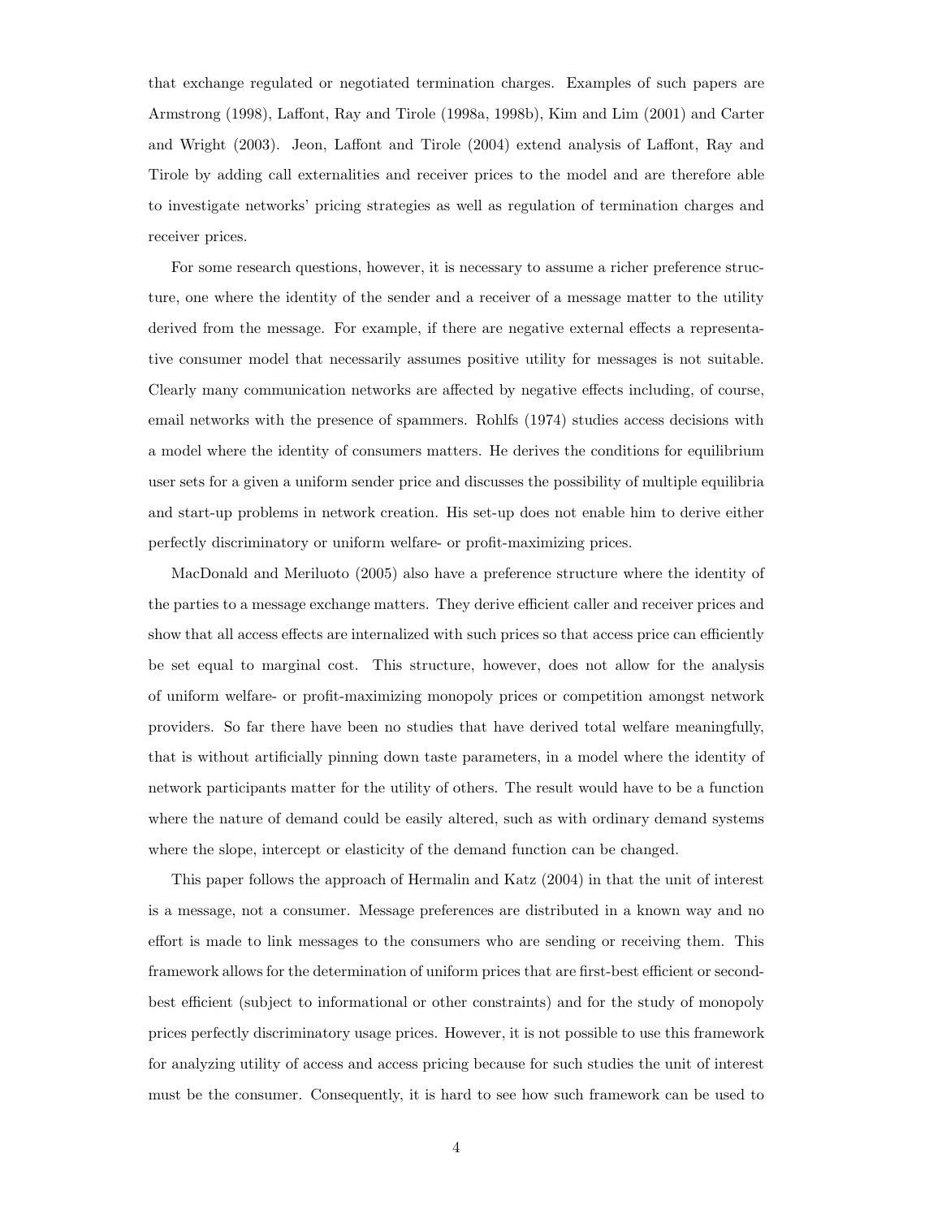that exchange regulated or negotiated termination charges. Examples of such papers are Armstrong (1998), Laffont, Ray and Tirole (1998a, 1998b), Kim and Lim (2001) and Carter and Wright (2003). Jeon, Laffont and Tirole (2004) extend analysis of Laffont, Ray and Tirole by adding call externalities and receiver prices to the model and are therefore able to investigate networks' pricing strategies as well as regulation of termination charges and receiver prices.

For some research questions, however, it is necessary to assume a richer preference structure, one where the identity of the sender and a receiver of a message matter to the utility derived from the message. For example, if there are negative external effects a representative consumer model that necessarily assumes positive utility for messages is not suitable. Clearly many communication networks are affected by negative effects including, of course, email networks with the presence of spammers. Rohlfs (1974) studies access decisions with a model where the identity of consumers matters. He derives the conditions for equilibrium user sets for a given a uniform sender price and discusses the possibility of multiple equilibria and start-up problems in network creation. His set-up does not enable him to derive either perfectly discriminatory or uniform welfare- or profit-maximizing prices.

MacDonald and Meriluoto (2005) also have a preference structure where the identity of the parties to a message exchange matters. They derive efficient caller and receiver prices and show that all access effects are internalized with such prices so that access price can efficiently be set equal to marginal cost. This structure, however, does not allow for the analysis of uniform welfare- or profit-maximizing monopoly prices or competition amongst network providers. So far there have been no studies that have derived total welfare meaningfully, that is without artificially pinning down taste parameters, in a model where the identity of network participants matter for the utility of others. The result would have to be a function where the nature of demand could be easily altered, such as with ordinary demand systems where the slope, intercept or elasticity of the demand function can be changed.

This paper follows the approach of Hermalin and Katz (2004) in that the unit of interest is a message, not a consumer. Message preferences are distributed in a known way and no effort is made to link messages to the consumers who are sending or receiving them. This framework allows for the determination of uniform prices that are first-best efficient or second-best efficient (subject to informational or other constraints) and for the study of monopoly prices perfectly discriminatory usage prices. However, it is not possible to use this framework for analyzing utility of access and access pricing because for such studies the unit of interest must be the consumer. Consequently, it is hard to see how such framework can be used to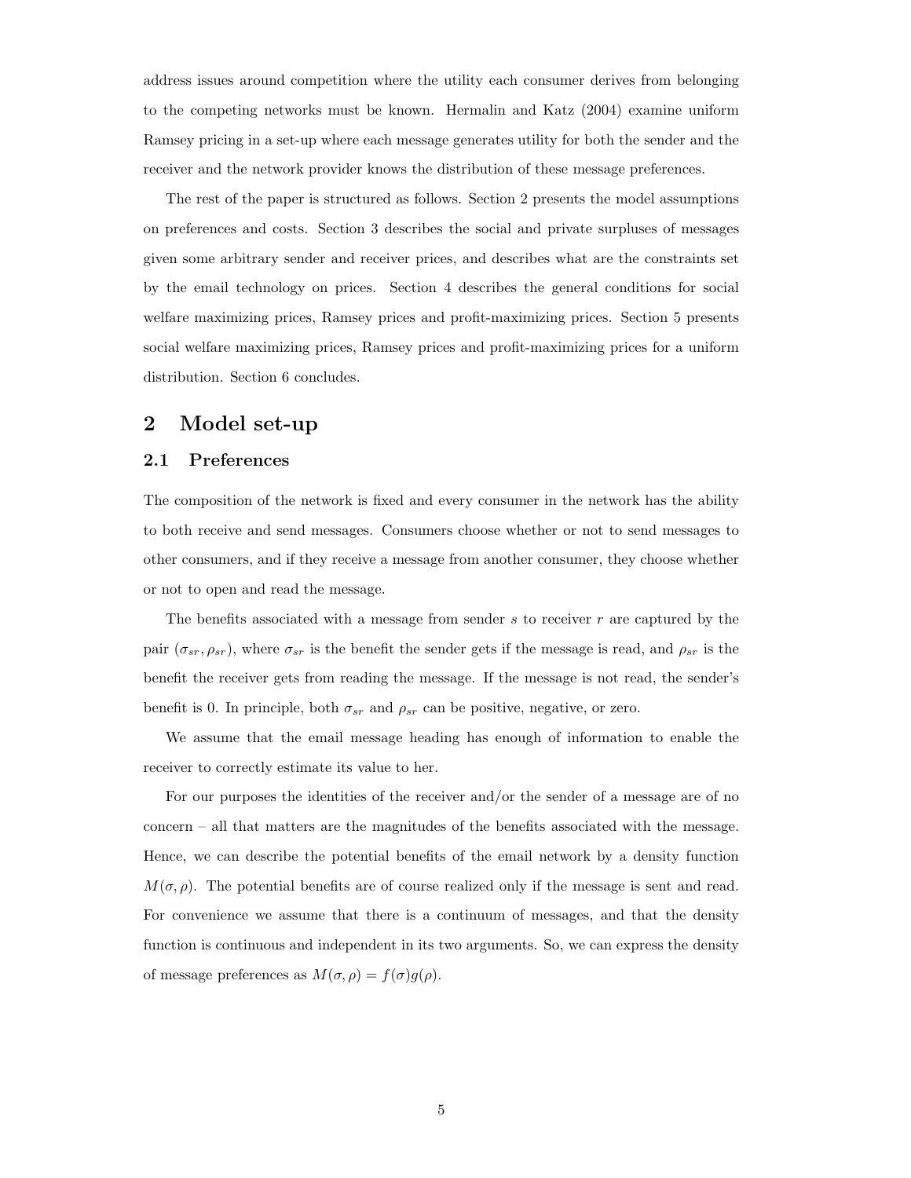address issues around competition where the utility each consumer derives from belonging to the competing networks must be known. Hermalin and Katz (2004) examine uniform Ramsey pricing in a set-up where each message generates utility for both the sender and the receiver and the network provider knows the distribution of these message preferences.

The rest of the paper is structured as follows. Section 2 presents the model assumptions on preferences and costs. Section 3 describes the social and private surpluses of messages given some arbitrary sender and receiver prices, and describes what are the constraints set by the email technology on prices. Section 4 describes the general conditions for social welfare maximizing prices, Ramsey prices and profit-maximizing prices. Section 5 presents social welfare maximizing prices, Ramsey prices and profit-maximizing prices for a uniform distribution. Section 6 concludes.

# 2 Model set-up

## 2.1 Preferences

The composition of the network is fixed and every consumer in the network has the ability to both receive and send messages. Consumers choose whether or not to send messages to other consumers, and if they receive a message from another consumer, they choose whether or not to open and read the message.

The benefits associated with a message from sender $s$ to receiver $r$ are captured by the pair $(\sigma_{sr}, \rho_{sr})$, where $\sigma_{sr}$ is the benefit the sender gets if the message is read, and $\rho_{sr}$ is the benefit the receiver gets from reading the message. If the message is not read, the sender's benefit is 0. In principle, both $\sigma_{sr}$ and $\rho_{sr}$ can be positive, negative, or zero.

We assume that the email message heading has enough of information to enable the receiver to correctly estimate its value to her.

For our purposes the identities of the receiver and/or the sender of a message are of no concern – all that matters are the magnitudes of the benefits associated with the message. Hence, we can describe the potential benefits of the email network by a density function $M(\sigma, \rho)$. The potential benefits are of course realized only if the message is sent and read. For convenience we assume that there is a continuum of messages, and that the density function is continuous and independent in its two arguments. So, we can express the density of message preferences as $M(\sigma, \rho) = f(\sigma)g(\rho)$.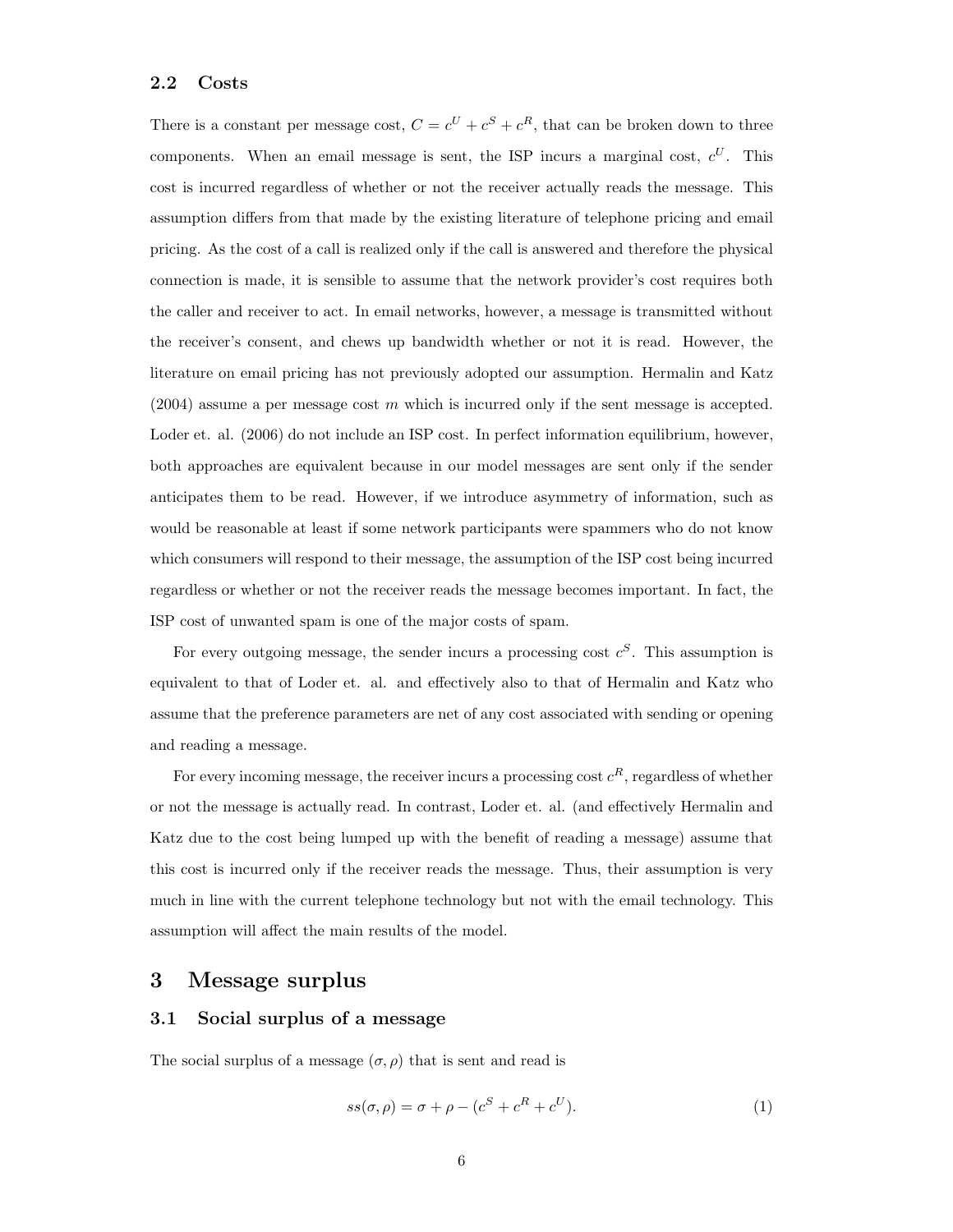### 2.2 Costs

There is a constant per message cost, $C = c^U + c^S + c^R$, that can be broken down to three components. When an email message is sent, the ISP incurs a marginal cost, $c^U$. This cost is incurred regardless of whether or not the receiver actually reads the message. This assumption differs from that made by the existing literature of telephone pricing and email pricing. As the cost of a call is realized only if the call is answered and therefore the physical connection is made, it is sensible to assume that the network provider's cost requires both the caller and receiver to act. In email networks, however, a message is transmitted without the receiver's consent, and chews up bandwidth whether or not it is read. However, the literature on email pricing has not previously adopted our assumption. Hermalin and Katz (2004) assume a per message cost $m$ which is incurred only if the sent message is accepted. Loder et. al. (2006) do not include an ISP cost. In perfect information equilibrium, however, both approaches are equivalent because in our model messages are sent only if the sender anticipates them to be read. However, if we introduce asymmetry of information, such as would be reasonable at least if some network participants were spammers who do not know which consumers will respond to their message, the assumption of the ISP cost being incurred regardless or whether or not the receiver reads the message becomes important. In fact, the ISP cost of unwanted spam is one of the major costs of spam.

For every outgoing message, the sender incurs a processing cost $c^S$. This assumption is equivalent to that of Loder et. al. and effectively also to that of Hermalin and Katz who assume that the preference parameters are net of any cost associated with sending or opening and reading a message.

For every incoming message, the receiver incurs a processing cost $c^R$, regardless of whether or not the message is actually read. In contrast, Loder et. al. (and effectively Hermalin and Katz due to the cost being lumped up with the benefit of reading a message) assume that this cost is incurred only if the receiver reads the message. Thus, their assumption is very much in line with the current telephone technology but not with the email technology. This assumption will affect the main results of the model.

# 3 Message surplus

## 3.1 Social surplus of a message

The social surplus of a message $(\sigma, \rho)$ that is sent and read is

$$ss(\sigma, \rho) = \sigma + \rho - (c^S + c^R + c^U). \tag{1}$$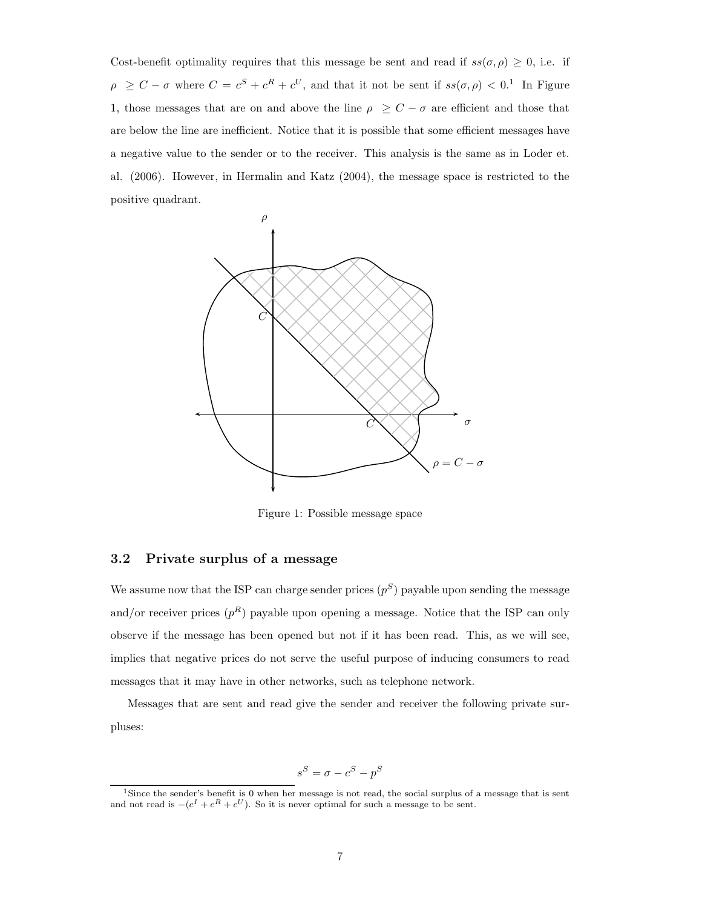Cost-benefit optimality requires that this message be sent and read if $ss(\sigma,\rho) \geq 0$, i.e. if $\rho \geq C - \sigma$ where $C = c^S + c^R + c^U$, and that it not be sent if $ss(\sigma,\rho) < 0$.[1] In Figure 1, those messages that are on and above the line $\rho \geq C - \sigma$ are efficient and those that are below the line are inefficient. Notice that it is possible that some efficient messages have a negative value to the sender or to the receiver. This analysis is the same as in Loder et. al. (2006). However, in Hermalin and Katz (2004), the message space is restricted to the positive quadrant.

Figure 1: Possible message space

## 3.2 Private surplus of a message

We assume now that the ISP can charge sender prices ($p^S$) payable upon sending the message and/or receiver prices ($p^R$) payable upon opening a message. Notice that the ISP can only observe if the message has been opened but not if it has been read. This, as we will see, implies that negative prices do not serve the useful purpose of inducing consumers to read messages that it may have in other networks, such as telephone network.

Messages that are sent and read give the sender and receiver the following private surpluses:

$$s^S = \sigma - c^S - p^S$$

[1] Since the sender's benefit is 0 when her message is not read, the social surplus of a message that is sent and not read is $-(c^I + c^R + c^U)$. So it is never optimal for such a message to be sent.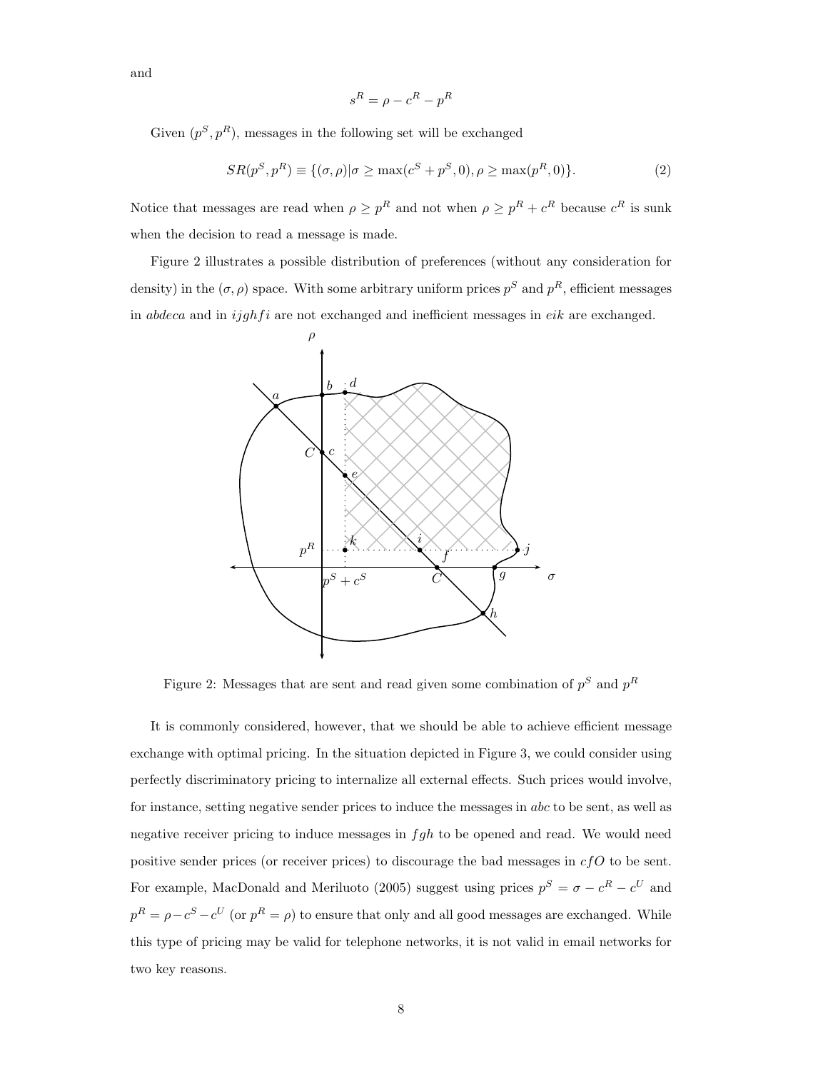and

$$s^R = \rho - c^R - p^R$$

Given $(p^S, p^R)$, messages in the following set will be exchanged

$$SR(p^S, p^R) \equiv \{(\sigma, \rho) | \sigma \geq \max(c^S + p^S, 0), \rho \geq \max(p^R, 0)\}. \tag{2}$$

Notice that messages are read when $\rho \geq p^R$ and not when $\rho \geq p^R + c^R$ because $c^R$ is sunk when the decision to read a message is made.

Figure 2 illustrates a possible distribution of preferences (without any consideration for density) in the $(\sigma, \rho)$ space. With some arbitrary uniform prices $p^S$ and $p^R$, efficient messages in *abdeca* and in *ijghfi* are not exchanged and inefficient messages in *eik* are exchanged.

Figure 2: Messages that are sent and read given some combination of $p^S$ and $p^R$

It is commonly considered, however, that we should be able to achieve efficient message exchange with optimal pricing. In the situation depicted in Figure 3, we could consider using perfectly discriminatory pricing to internalize all external effects. Such prices would involve, for instance, setting negative sender prices to induce the messages in *abc* to be sent, as well as negative receiver pricing to induce messages in *fgh* to be opened and read. We would need positive sender prices (or receiver prices) to discourage the bad messages in *cfO* to be sent. For example, MacDonald and Meriluoto (2005) suggest using prices $p^S = \sigma - c^R - c^U$ and $p^R = \rho - c^S - c^U$ (or $p^R = \rho$) to ensure that only and all good messages are exchanged. While this type of pricing may be valid for telephone networks, it is not valid in email networks for two key reasons.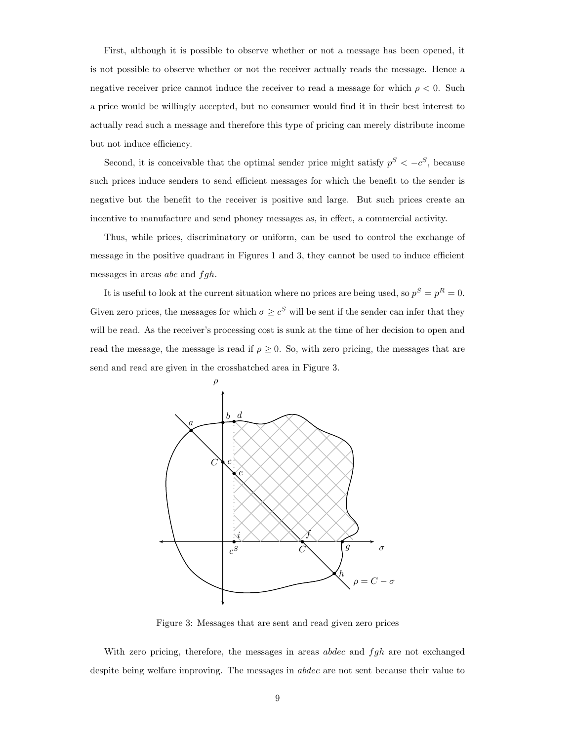First, although it is possible to observe whether or not a message has been opened, it is not possible to observe whether or not the receiver actually reads the message. Hence a negative receiver price cannot induce the receiver to read a message for which $\rho < 0$. Such a price would be willingly accepted, but no consumer would find it in their best interest to actually read such a message and therefore this type of pricing can merely distribute income but not induce efficiency.

Second, it is conceivable that the optimal sender price might satisfy $p^S < -c^S$, because such prices induce senders to send efficient messages for which the benefit to the sender is negative but the benefit to the receiver is positive and large. But such prices create an incentive to manufacture and send phoney messages as, in effect, a commercial activity.

Thus, while prices, discriminatory or uniform, can be used to control the exchange of message in the positive quadrant in Figures 1 and 3, they cannot be used to induce efficient messages in areas *abc* and *fgh*.

It is useful to look at the current situation where no prices are being used, so $p^S = p^R = 0$. Given zero prices, the messages for which $\sigma \geq c^S$ will be sent if the sender can infer that they will be read. As the receiver's processing cost is sunk at the time of her decision to open and read the message, the message is read if $\rho \geq 0$. So, with zero pricing, the messages that are send and read are given in the crosshatched area in Figure 3.

Figure 3: Messages that are sent and read given zero prices

With zero pricing, therefore, the messages in areas *abdec* and *fgh* are not exchanged despite being welfare improving. The messages in *abdec* are not sent because their value to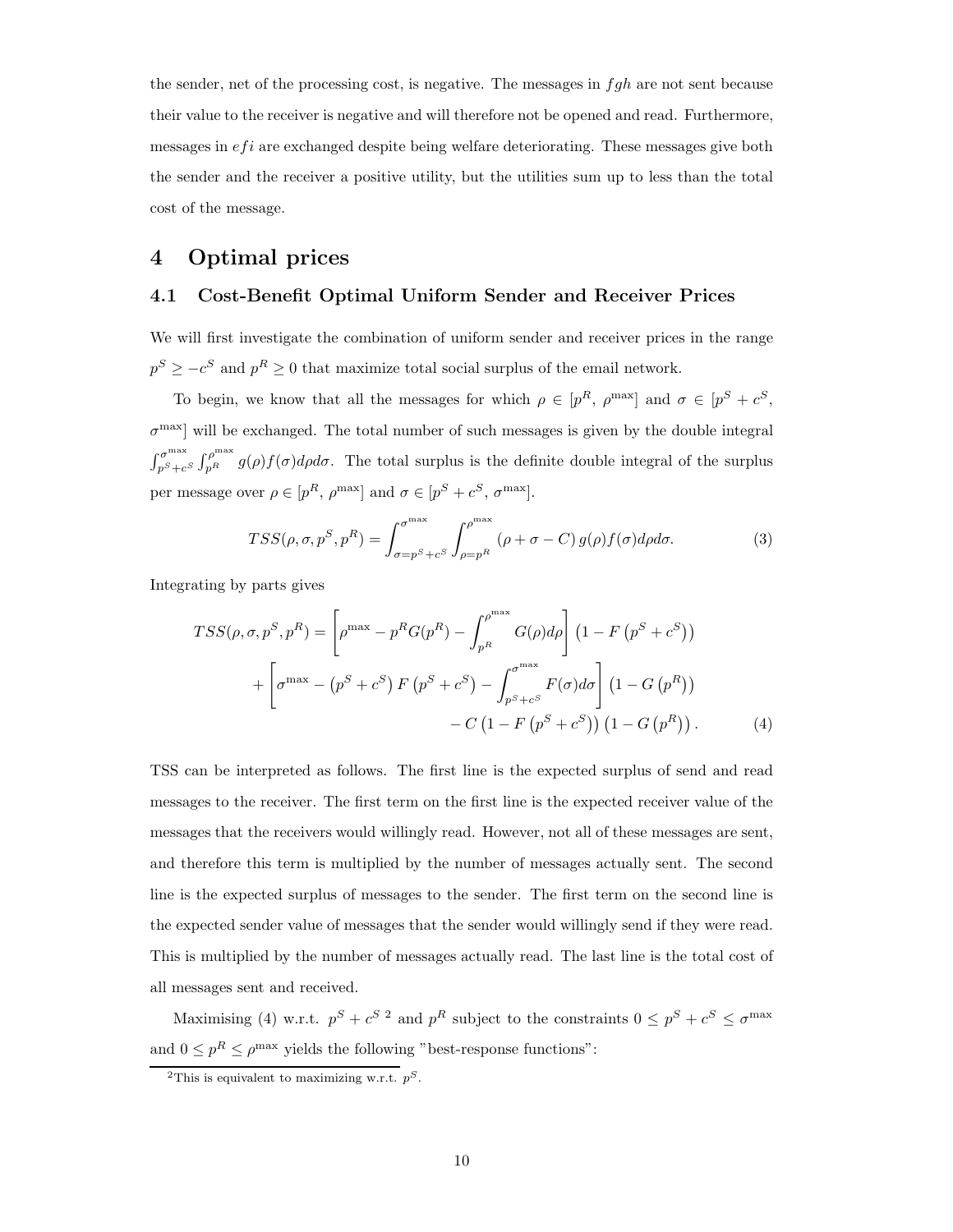the sender, net of the processing cost, is negative. The messages in $fgh$ are not sent because their value to the receiver is negative and will therefore not be opened and read. Furthermore, messages in $efi$ are exchanged despite being welfare deteriorating. These messages give both the sender and the receiver a positive utility, but the utilities sum up to less than the total cost of the message.

# 4 Optimal prices

## 4.1 Cost-Benefit Optimal Uniform Sender and Receiver Prices

We will first investigate the combination of uniform sender and receiver prices in the range $p^S \geq -c^S$ and $p^R \geq 0$ that maximize total social surplus of the email network.

To begin, we know that all the messages for which $\rho \in [p^R,\ \rho^{\max}]$ and $\sigma \in [p^S + c^S,\ \sigma^{\max}]$ will be exchanged. The total number of such messages is given by the double integral $\int_{p^S+c^S}^{\sigma^{\max}} \int_{p^R}^{\rho^{\max}} g(\rho) f(\sigma) d\rho d\sigma$. The total surplus is the definite double integral of the surplus per message over $\rho \in [p^R,\ \rho^{\max}]$ and $\sigma \in [p^S + c^S,\ \sigma^{\max}]$.

$$TSS(\rho, \sigma, p^S, p^R) = \int_{\sigma = p^S + c^S}^{\sigma^{\max}} \int_{\rho = p^R}^{\rho^{\max}} (\rho + \sigma - C)\, g(\rho) f(\sigma) d\rho d\sigma. \tag{3}$$

Integrating by parts gives

$$\begin{aligned} TSS(\rho, \sigma, p^S, p^R) = & \left[\rho^{\max} - p^R G(p^R) - \int_{p^R}^{\rho^{\max}} G(\rho) d\rho\right] \left(1 - F\left(p^S + c^S\right)\right) \\ & + \left[\sigma^{\max} - \left(p^S + c^S\right) F\left(p^S + c^S\right) - \int_{p^S + c^S}^{\sigma^{\max}} F(\sigma) d\sigma\right] \left(1 - G\left(p^R\right)\right) \\ & - C\left(1 - F\left(p^S + c^S\right)\right)\left(1 - G\left(p^R\right)\right). \end{aligned} \tag{4}$$

TSS can be interpreted as follows. The first line is the expected surplus of send and read messages to the receiver. The first term on the first line is the expected receiver value of the messages that the receivers would willingly read. However, not all of these messages are sent, and therefore this term is multiplied by the number of messages actually sent. The second line is the expected surplus of messages to the sender. The first term on the second line is the expected sender value of messages that the sender would willingly send if they were read. This is multiplied by the number of messages actually read. The last line is the total cost of all messages sent and received.

Maximising (4) w.r.t. $p^S + c^S$ [2] and $p^R$ subject to the constraints $0 \leq p^S + c^S \leq \sigma^{\max}$ and $0 \leq p^R \leq \rho^{\max}$ yields the following "best-response functions":

[2] This is equivalent to maximizing w.r.t. $p^S$.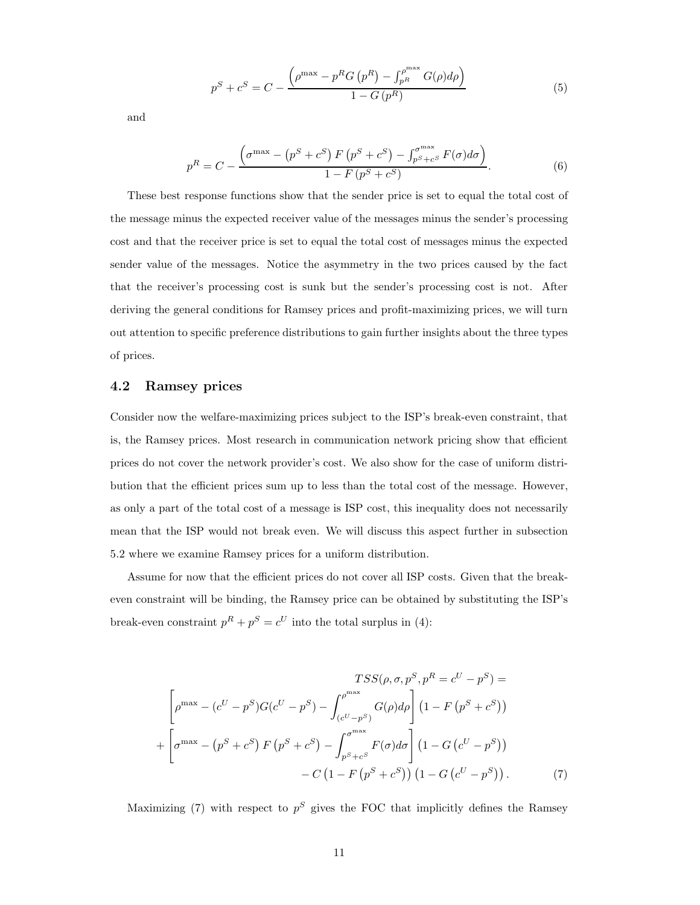$$p^S + c^S = C - \frac{\left(\rho^{\max} - p^R G\left(p^R\right) - \int_{p^R}^{\rho^{\max}} G(\rho)d\rho\right)}{1 - G\left(p^R\right)} \tag{5}$$

and

$$p^R = C - \frac{\left(\sigma^{\max} - \left(p^S + c^S\right) F\left(p^S + c^S\right) - \int_{p^S + c^S}^{\sigma^{\max}} F(\sigma)d\sigma\right)}{1 - F\left(p^S + c^S\right)}. \tag{6}$$

These best response functions show that the sender price is set to equal the total cost of the message minus the expected receiver value of the messages minus the sender's processing cost and that the receiver price is set to equal the total cost of messages minus the expected sender value of the messages. Notice the asymmetry in the two prices caused by the fact that the receiver's processing cost is sunk but the sender's processing cost is not. After deriving the general conditions for Ramsey prices and profit-maximizing prices, we will turn out attention to specific preference distributions to gain further insights about the three types of prices.

## 4.2 Ramsey prices

Consider now the welfare-maximizing prices subject to the ISP's break-even constraint, that is, the Ramsey prices. Most research in communication network pricing show that efficient prices do not cover the network provider's cost. We also show for the case of uniform distribution that the efficient prices sum up to less than the total cost of the message. However, as only a part of the total cost of a message is ISP cost, this inequality does not necessarily mean that the ISP would not break even. We will discuss this aspect further in subsection 5.2 where we examine Ramsey prices for a uniform distribution.

Assume for now that the efficient prices do not cover all ISP costs. Given that the break-even constraint will be binding, the Ramsey price can be obtained by substituting the ISP's break-even constraint $p^R + p^S = c^U$ into the total surplus in (4):

$$\begin{aligned}
&TSS(\rho, \sigma, p^S, p^R = c^U - p^S) = \\
&\left[\rho^{\max} - (c^U - p^S)G(c^U - p^S) - \int_{(c^U - p^S)}^{\rho^{\max}} G(\rho)d\rho\right]\left(1 - F\left(p^S + c^S\right)\right) \\
&+ \left[\sigma^{\max} - \left(p^S + c^S\right) F\left(p^S + c^S\right) - \int_{p^S + c^S}^{\sigma^{\max}} F(\sigma)d\sigma\right]\left(1 - G\left(c^U - p^S\right)\right) \\
&- C\left(1 - F\left(p^S + c^S\right)\right)\left(1 - G\left(c^U - p^S\right)\right).
\end{aligned} \tag{7}$$

Maximizing (7) with respect to $p^S$ gives the FOC that implicitly defines the Ramsey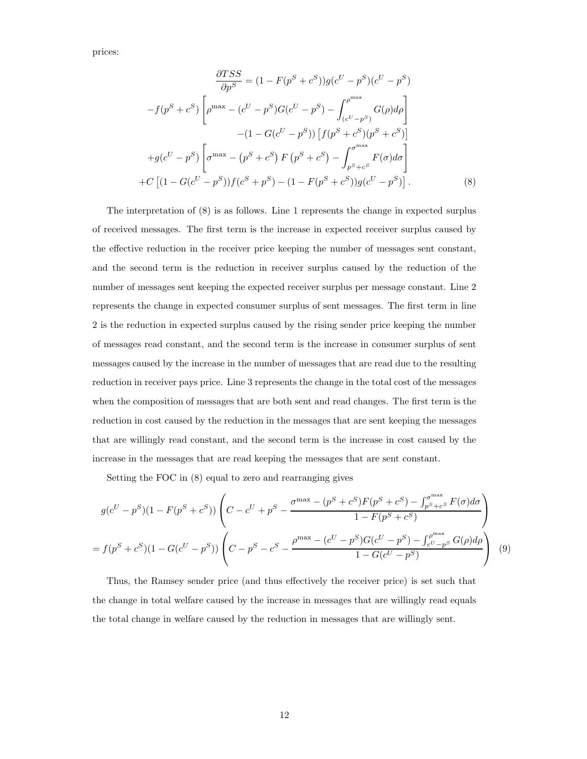prices:

$$
\begin{aligned}
\frac{\partial TSS}{\partial p^S} &= (1 - F(p^S + c^S))g(c^U - p^S)(c^U - p^S) \\
&- f(p^S + c^S)\left[\rho^{\max} - (c^U - p^S)G(c^U - p^S) - \int_{(c^U - p^S)}^{\rho^{\max}} G(\rho)d\rho\right] \\
&- (1 - G(c^U - p^S))\left[f(p^S + c^S)(p^S + c^S)\right] \\
&+ g(c^U - p^S)\left[\sigma^{\max} - \left(p^S + c^S\right)F\left(p^S + c^S\right) - \int_{p^S + c^S}^{\sigma^{\max}} F(\sigma)d\sigma\right] \\
&+ C\left[(1 - G(c^U - p^S))f(c^S + p^S) - (1 - F(p^S + c^S))g(c^U - p^S)\right]. \qquad (8)
\end{aligned}
$$

The interpretation of (8) is as follows. Line 1 represents the change in expected surplus of received messages. The first term is the increase in expected receiver surplus caused by the effective reduction in the receiver price keeping the number of messages sent constant, and the second term is the reduction in receiver surplus caused by the reduction of the number of messages sent keeping the expected receiver surplus per message constant. Line 2 represents the change in expected consumer surplus of sent messages. The first term in line 2 is the reduction in expected surplus caused by the rising sender price keeping the number of messages read constant, and the second term is the increase in consumer surplus of sent messages caused by the increase in the number of messages that are read due to the resulting reduction in receiver pays price. Line 3 represents the change in the total cost of the messages when the composition of messages that are both sent and read changes. The first term is the reduction in cost caused by the reduction in the messages that are sent keeping the messages that are willingly read constant, and the second term is the increase in cost caused by the increase in the messages that are read keeping the messages that are sent constant.

Setting the FOC in (8) equal to zero and rearranging gives

$$
\begin{aligned}
& g(c^U - p^S)(1 - F(p^S + c^S))\left(C - c^U + p^S - \frac{\sigma^{\max} - (p^S + c^S)F(p^S + c^S) - \int_{p^S + c^S}^{\sigma^{\max}} F(\sigma)d\sigma}{1 - F(p^S + c^S)}\right) \\
&= f(p^S + c^S)(1 - G(c^U - p^S))\left(C - p^S - c^S - \frac{\rho^{\max} - (c^U - p^S)G(c^U - p^S) - \int_{c^U - p^S}^{\rho^{\max}} G(\rho)d\rho}{1 - G(c^U - p^S)}\right) \qquad (9)
\end{aligned}
$$

Thus, the Ramsey sender price (and thus effectively the receiver price) is set such that the change in total welfare caused by the increase in messages that are willingly read equals the total change in welfare caused by the reduction in messages that are willingly sent.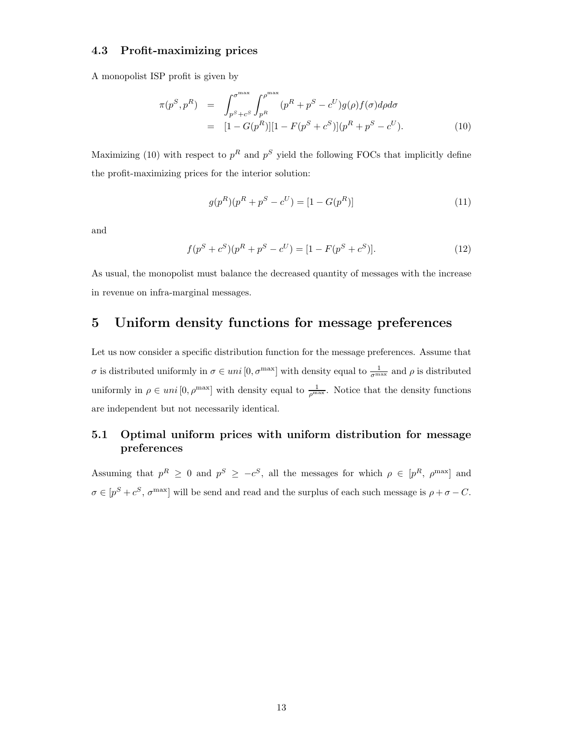### 4.3 Profit-maximizing prices

A monopolist ISP profit is given by

$$
\begin{aligned}
\pi(p^S, p^R) &= \int_{p^S+c^S}^{\sigma^{\max}} \int_{p^R}^{\rho^{\max}} (p^R + p^S - c^U) g(\rho) f(\sigma) d\rho d\sigma \\
&= [1 - G(p^R)][1 - F(p^S + c^S)](p^R + p^S - c^U). \qquad (10)
\end{aligned}
$$

Maximizing (10) with respect to $p^R$ and $p^S$ yield the following FOCs that implicitly define the profit-maximizing prices for the interior solution:

$$
g(p^R)(p^R + p^S - c^U) = [1 - G(p^R)] \qquad (11)
$$

and

$$
f(p^S + c^S)(p^R + p^S - c^U) = [1 - F(p^S + c^S)]. \qquad (12)
$$

As usual, the monopolist must balance the decreased quantity of messages with the increase in revenue on infra-marginal messages.

## 5 Uniform density functions for message preferences

Let us now consider a specific distribution function for the message preferences. Assume that $\sigma$ is distributed uniformly in $\sigma \in uni\,[0, \sigma^{\max}]$ with density equal to $\frac{1}{\sigma^{\max}}$ and $\rho$ is distributed uniformly in $\rho \in uni\,[0, \rho^{\max}]$ with density equal to $\frac{1}{\rho^{\max}}$. Notice that the density functions are independent but not necessarily identical.

### 5.1 Optimal uniform prices with uniform distribution for message preferences

Assuming that $p^R \geq 0$ and $p^S \geq -c^S$, all the messages for which $\rho \in [p^R, \rho^{\max}]$ and $\sigma \in [p^S + c^S, \sigma^{\max}]$ will be send and read and the surplus of each such message is $\rho + \sigma - C$.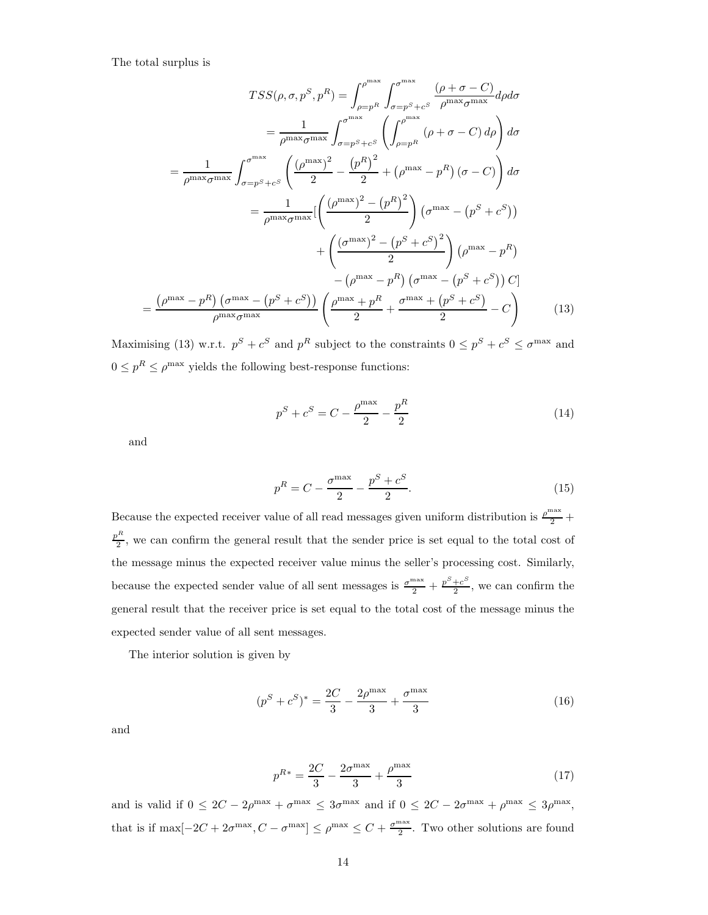The total surplus is

$$
\begin{aligned}
TSS(\rho,\sigma,p^S,p^R) &= \int_{\rho=p^R}^{\rho^{\max}} \int_{\sigma=p^S+c^S}^{\sigma^{\max}} \frac{(\rho+\sigma-C)}{\rho^{\max}\sigma^{\max}} d\rho d\sigma \\
&= \frac{1}{\rho^{\max}\sigma^{\max}} \int_{\sigma=p^S+c^S}^{\sigma^{\max}} \left( \int_{\rho=p^R}^{\rho^{\max}} (\rho+\sigma-C)\, d\rho \right) d\sigma \\
&= \frac{1}{\rho^{\max}\sigma^{\max}} \int_{\sigma=p^S+c^S}^{\sigma^{\max}} \left( \frac{(\rho^{\max})^2}{2} - \frac{(p^R)^2}{2} + \left(\rho^{\max}-p^R\right)(\sigma - C) \right) d\sigma \\
&= \frac{1}{\rho^{\max}\sigma^{\max}} \Bigg[ \left( \frac{(\rho^{\max})^2 - (p^R)^2}{2} \right) \left(\sigma^{\max} - \left(p^S+c^S\right)\right) \\
&\quad + \left( \frac{(\sigma^{\max})^2 - (p^S+c^S)^2}{2} \right) \left(\rho^{\max} - p^R\right) \\
&\quad - \left(\rho^{\max}-p^R\right)\left(\sigma^{\max} - \left(p^S+c^S\right)\right) C \Bigg] \\
&= \frac{\left(\rho^{\max}-p^R\right)\left(\sigma^{\max}-\left(p^S+c^S\right)\right)}{\rho^{\max}\sigma^{\max}} \left( \frac{\rho^{\max}+p^R}{2} + \frac{\sigma^{\max}+\left(p^S+c^S\right)}{2} - C \right)
\end{aligned}
\tag{13}
$$

Maximising (13) w.r.t. $p^S + c^S$ and $p^R$ subject to the constraints $0 \le p^S + c^S \le \sigma^{\max}$ and $0 \le p^R \le \rho^{\max}$ yields the following best-response functions:

$$
p^S + c^S = C - \frac{\rho^{\max}}{2} - \frac{p^R}{2} \tag{14}
$$

and

$$
p^R = C - \frac{\sigma^{\max}}{2} - \frac{p^S + c^S}{2}. \tag{15}
$$

Because the expected receiver value of all read messages given uniform distribution is $\frac{\rho^{\max}}{2} + \frac{p^R}{2}$, we can confirm the general result that the sender price is set equal to the total cost of the message minus the expected receiver value minus the seller's processing cost. Similarly, because the expected sender value of all sent messages is $\frac{\sigma^{\max}}{2} + \frac{p^S+c^S}{2}$, we can confirm the general result that the receiver price is set equal to the total cost of the message minus the expected sender value of all sent messages.

The interior solution is given by

$$
(p^S + c^S)^* = \frac{2C}{3} - \frac{2\rho^{\max}}{3} + \frac{\sigma^{\max}}{3} \tag{16}
$$

and

$$
p^{R*} = \frac{2C}{3} - \frac{2\sigma^{\max}}{3} + \frac{\rho^{\max}}{3} \tag{17}
$$

and is valid if $0 \le 2C - 2\rho^{\max} + \sigma^{\max} \le 3\sigma^{\max}$ and if $0 \le 2C - 2\sigma^{\max} + \rho^{\max} \le 3\rho^{\max}$, that is if $\max[-2C + 2\sigma^{\max}, C - \sigma^{\max}] \le \rho^{\max} \le C + \frac{\sigma^{\max}}{2}$. Two other solutions are found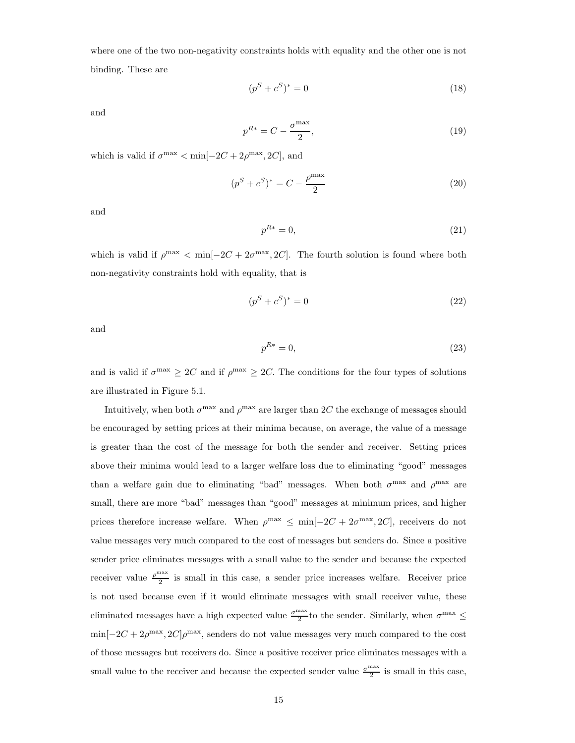where one of the two non-negativity constraints holds with equality and the other one is not binding. These are

$$(p^S + c^S)^* = 0 \tag{18}$$

and

$$p^{R*} = C - \frac{\sigma^{\max}}{2}, \tag{19}$$

which is valid if $\sigma^{\max} < \min[-2C + 2\rho^{\max}, 2C]$, and

$$(p^S + c^S)^* = C - \frac{\rho^{\max}}{2} \tag{20}$$

and

$$p^{R*} = 0, \tag{21}$$

which is valid if $\rho^{\max} < \min[-2C + 2\sigma^{\max}, 2C]$. The fourth solution is found where both non-negativity constraints hold with equality, that is

$$(p^S + c^S)^* = 0 \tag{22}$$

and

$$p^{R*} = 0, \tag{23}$$

and is valid if $\sigma^{\max} \geq 2C$ and if $\rho^{\max} \geq 2C$. The conditions for the four types of solutions are illustrated in Figure 5.1.

Intuitively, when both $\sigma^{\max}$ and $\rho^{\max}$ are larger than $2C$ the exchange of messages should be encouraged by setting prices at their minima because, on average, the value of a message is greater than the cost of the message for both the sender and receiver. Setting prices above their minima would lead to a larger welfare loss due to eliminating "good" messages than a welfare gain due to eliminating "bad" messages. When both $\sigma^{\max}$ and $\rho^{\max}$ are small, there are more "bad" messages than "good" messages at minimum prices, and higher prices therefore increase welfare. When $\rho^{\max} \leq \min[-2C + 2\sigma^{\max}, 2C]$, receivers do not value messages very much compared to the cost of messages but senders do. Since a positive sender price eliminates messages with a small value to the sender and because the expected receiver value $\frac{\rho^{\max}}{2}$ is small in this case, a sender price increases welfare. Receiver price is not used because even if it would eliminate messages with small receiver value, these eliminated messages have a high expected value $\frac{\sigma^{\max}}{2}$to the sender. Similarly, when $\sigma^{\max} \leq \min[-2C + 2\rho^{\max}, 2C]\rho^{\max}$, senders do not value messages very much compared to the cost of those messages but receivers do. Since a positive receiver price eliminates messages with a small value to the receiver and because the expected sender value $\frac{\sigma^{\max}}{2}$ is small in this case,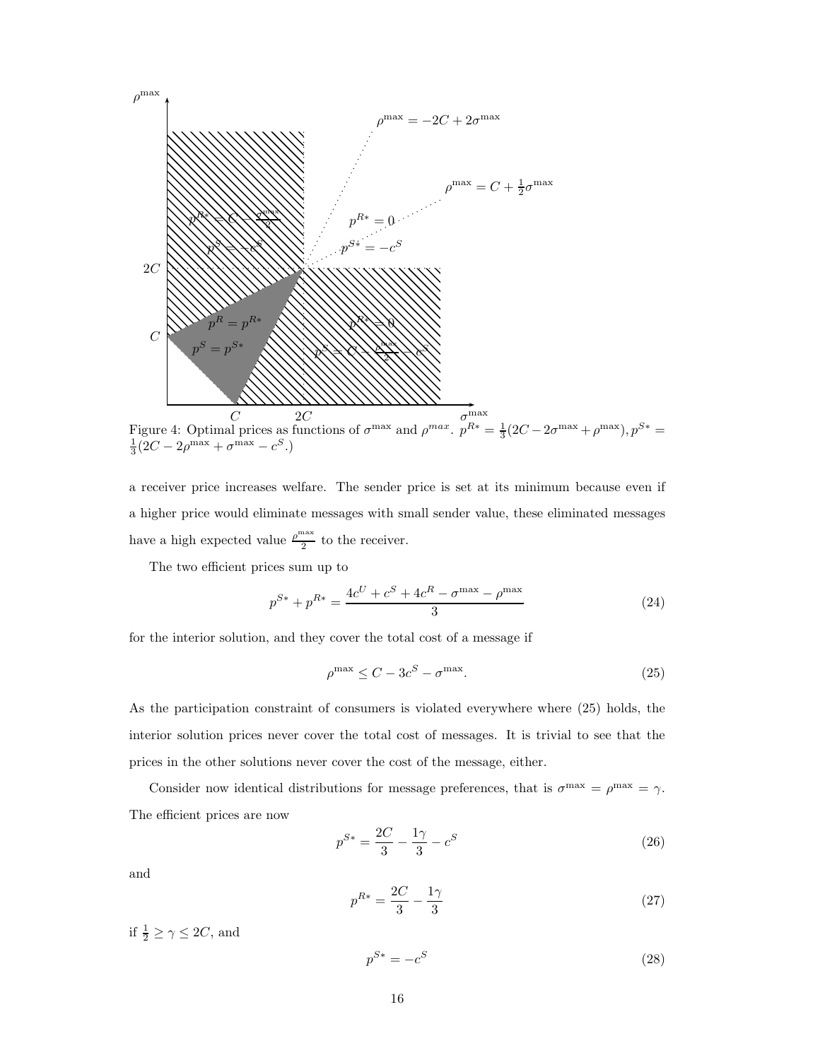Figure 4: Optimal prices as functions of $\sigma^{\max}$ and $\rho^{max}$. $p^{R*} = \frac{1}{3}(2C - 2\sigma^{\max} + \rho^{\max}), p^{S*} = \frac{1}{3}(2C - 2\rho^{\max} + \sigma^{\max} - c^S.)$

a receiver price increases welfare. The sender price is set at its minimum because even if a higher price would eliminate messages with small sender value, these eliminated messages have a high expected value $\frac{\rho^{\max}}{2}$ to the receiver.

The two efficient prices sum up to

$$p^{S*} + p^{R*} = \frac{4c^U + c^S + 4c^R - \sigma^{\max} - \rho^{\max}}{3} \tag{24}$$

for the interior solution, and they cover the total cost of a message if

$$\rho^{\max} \leq C - 3c^S - \sigma^{\max}. \tag{25}$$

As the participation constraint of consumers is violated everywhere where (25) holds, the interior solution prices never cover the total cost of messages. It is trivial to see that the prices in the other solutions never cover the cost of the message, either.

Consider now identical distributions for message preferences, that is $\sigma^{\max} = \rho^{\max} = \gamma$. The efficient prices are now

$$p^{S*} = \frac{2C}{3} - \frac{1\gamma}{3} - c^S \tag{26}$$

and

$$p^{R*} = \frac{2C}{3} - \frac{1\gamma}{3} \tag{27}$$

if $\frac{1}{2} \geq \gamma \leq 2C$, and

$$p^{S*} = -c^S \tag{28}$$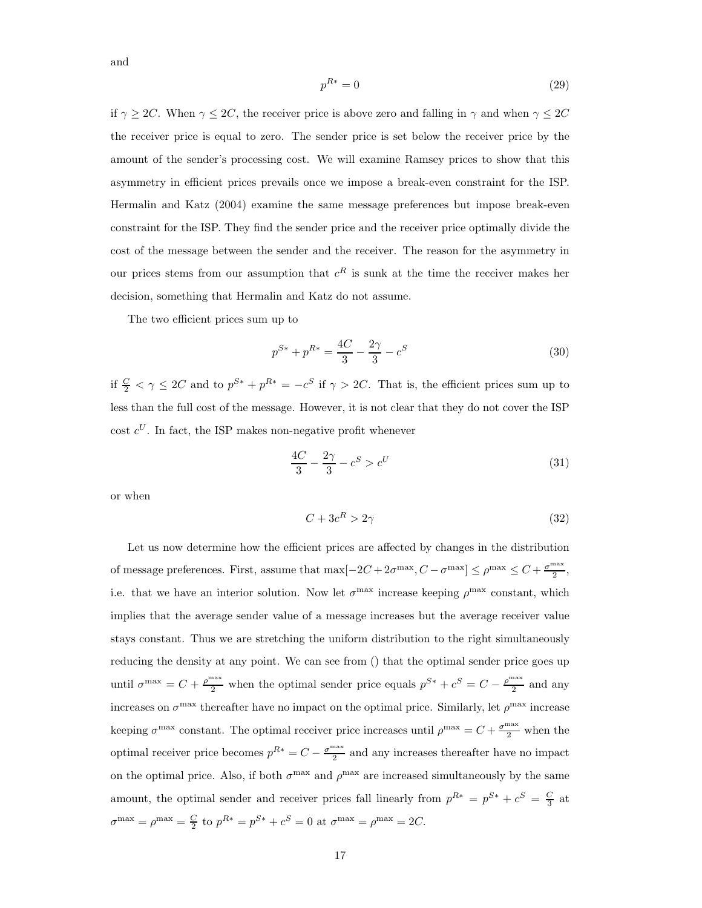and

$$p^{R*} = 0 \tag{29}$$

if $\gamma \geq 2C$. When $\gamma \leq 2C$, the receiver price is above zero and falling in $\gamma$ and when $\gamma \leq 2C$ the receiver price is equal to zero. The sender price is set below the receiver price by the amount of the sender's processing cost. We will examine Ramsey prices to show that this asymmetry in efficient prices prevails once we impose a break-even constraint for the ISP. Hermalin and Katz (2004) examine the same message preferences but impose break-even constraint for the ISP. They find the sender price and the receiver price optimally divide the cost of the message between the sender and the receiver. The reason for the asymmetry in our prices stems from our assumption that $c^R$ is sunk at the time the receiver makes her decision, something that Hermalin and Katz do not assume.

The two efficient prices sum up to

$$p^{S*} + p^{R*} = \frac{4C}{3} - \frac{2\gamma}{3} - c^S \tag{30}$$

if $\frac{C}{2} < \gamma \leq 2C$ and to $p^{S*} + p^{R*} = -c^S$ if $\gamma > 2C$. That is, the efficient prices sum up to less than the full cost of the message. However, it is not clear that they do not cover the ISP cost $c^U$. In fact, the ISP makes non-negative profit whenever

$$\frac{4C}{3} - \frac{2\gamma}{3} - c^S > c^U \tag{31}$$

or when

$$C + 3c^R > 2\gamma \tag{32}$$

Let us now determine how the efficient prices are affected by changes in the distribution of message preferences. First, assume that $\max[-2C + 2\sigma^{\max}, C - \sigma^{\max}] \leq \rho^{\max} \leq C + \frac{\sigma^{\max}}{2}$, i.e. that we have an interior solution. Now let $\sigma^{\max}$ increase keeping $\rho^{\max}$ constant, which implies that the average sender value of a message increases but the average receiver value stays constant. Thus we are stretching the uniform distribution to the right simultaneously reducing the density at any point. We can see from () that the optimal sender price goes up until $\sigma^{\max} = C + \frac{\rho^{\max}}{2}$ when the optimal sender price equals $p^{S*} + c^S = C - \frac{\rho^{\max}}{2}$ and any increases on $\sigma^{\max}$ thereafter have no impact on the optimal price. Similarly, let $\rho^{\max}$ increase keeping $\sigma^{\max}$ constant. The optimal receiver price increases until $\rho^{\max} = C + \frac{\sigma^{\max}}{2}$ when the optimal receiver price becomes $p^{R*} = C - \frac{\sigma^{\max}}{2}$ and any increases thereafter have no impact on the optimal price. Also, if both $\sigma^{\max}$ and $\rho^{\max}$ are increased simultaneously by the same amount, the optimal sender and receiver prices fall linearly from $p^{R*} = p^{S*} + c^S = \frac{C}{3}$ at $\sigma^{\max} = \rho^{\max} = \frac{C}{2}$ to $p^{R*} = p^{S*} + c^S = 0$ at $\sigma^{\max} = \rho^{\max} = 2C$.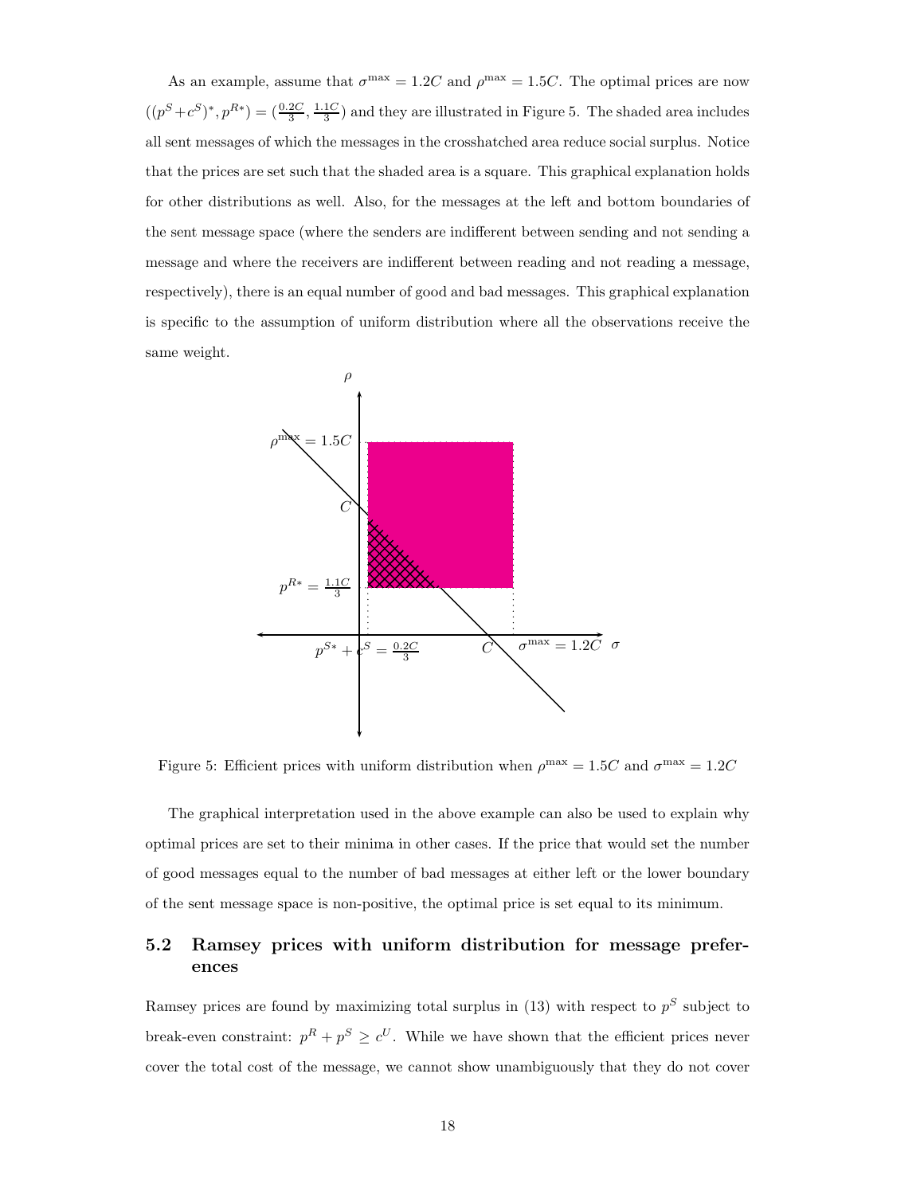As an example, assume that $\sigma^{\max} = 1.2C$ and $\rho^{\max} = 1.5C$. The optimal prices are now $((p^S + c^S)^*, p^{R*}) = (\frac{0.2C}{3}, \frac{1.1C}{3})$ and they are illustrated in Figure 5. The shaded area includes all sent messages of which the messages in the crosshatched area reduce social surplus. Notice that the prices are set such that the shaded area is a square. This graphical explanation holds for other distributions as well. Also, for the messages at the left and bottom boundaries of the sent message space (where the senders are indifferent between sending and not sending a message and where the receivers are indifferent between reading and not reading a message, respectively), there is an equal number of good and bad messages. This graphical explanation is specific to the assumption of uniform distribution where all the observations receive the same weight.

Figure 5: Efficient prices with uniform distribution when $\rho^{\max} = 1.5C$ and $\sigma^{\max} = 1.2C$

The graphical interpretation used in the above example can also be used to explain why optimal prices are set to their minima in other cases. If the price that would set the number of good messages equal to the number of bad messages at either left or the lower boundary of the sent message space is non-positive, the optimal price is set equal to its minimum.

## 5.2 Ramsey prices with uniform distribution for message preferences

Ramsey prices are found by maximizing total surplus in (13) with respect to $p^S$ subject to break-even constraint: $p^R + p^S \geq c^U$. While we have shown that the efficient prices never cover the total cost of the message, we cannot show unambiguously that they do not cover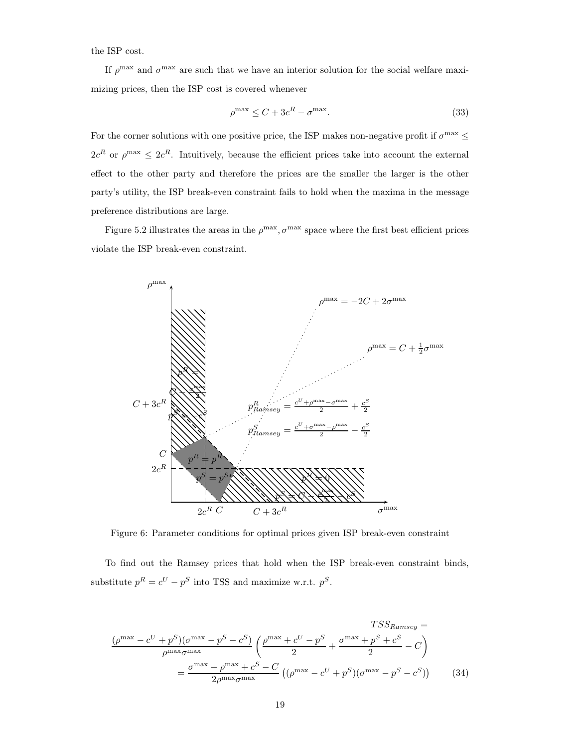the ISP cost.

If $\rho^{\max}$ and $\sigma^{\max}$ are such that we have an interior solution for the social welfare maximizing prices, then the ISP cost is covered whenever

$$\rho^{\max} \leq C + 3c^R - \sigma^{\max}. \tag{33}$$

For the corner solutions with one positive price, the ISP makes non-negative profit if $\sigma^{\max} \leq 2c^R$ or $\rho^{\max} \leq 2c^R$. Intuitively, because the efficient prices take into account the external effect to the other party and therefore the prices are the smaller the larger is the other party's utility, the ISP break-even constraint fails to hold when the maxima in the message preference distributions are large.

Figure 5.2 illustrates the areas in the $\rho^{\max}, \sigma^{\max}$ space where the first best efficient prices violate the ISP break-even constraint.

Figure 6: Parameter conditions for optimal prices given ISP break-even constraint

To find out the Ramsey prices that hold when the ISP break-even constraint binds, substitute $p^R = c^U - p^S$ into TSS and maximize w.r.t. $p^S$.

$$\begin{aligned} &TSS_{Ramsey} = \\ &\frac{(\rho^{\max} - c^U + p^S)(\sigma^{\max} - p^S - c^S)}{\rho^{\max}\sigma^{\max}} \left( \frac{\rho^{\max} + c^U - p^S}{2} + \frac{\sigma^{\max} + p^S + c^S}{2} - C \right) \\ &= \frac{\sigma^{\max} + \rho^{\max} + c^S - C}{2\rho^{\max}\sigma^{\max}} \left( (\rho^{\max} - c^U + p^S)(\sigma^{\max} - p^S - c^S) \right) \end{aligned} \tag{34}$$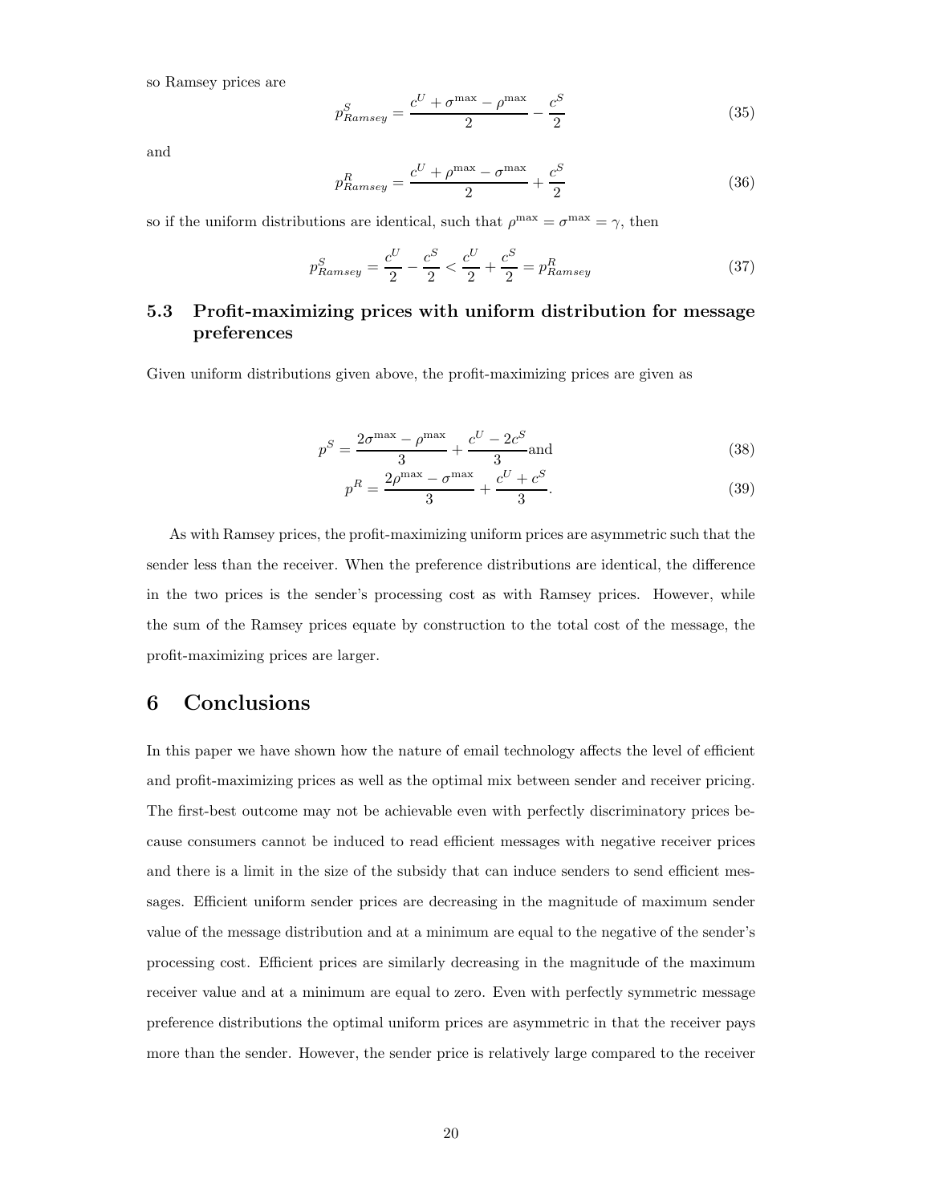so Ramsey prices are

$$p^S_{Ramsey} = \frac{c^U + \sigma^{\max} - \rho^{\max}}{2} - \frac{c^S}{2} \tag{35}$$

and

$$p^R_{Ramsey} = \frac{c^U + \rho^{\max} - \sigma^{\max}}{2} + \frac{c^S}{2} \tag{36}$$

so if the uniform distributions are identical, such that $\rho^{\max} = \sigma^{\max} = \gamma$, then

$$p^S_{Ramsey} = \frac{c^U}{2} - \frac{c^S}{2} < \frac{c^U}{2} + \frac{c^S}{2} = p^R_{Ramsey} \tag{37}$$

### 5.3 Profit-maximizing prices with uniform distribution for message preferences

Given uniform distributions given above, the profit-maximizing prices are given as

$$p^S = \frac{2\sigma^{\max} - \rho^{\max}}{3} + \frac{c^U - 2c^S}{3} \text{and} \tag{38}$$

$$p^R = \frac{2\rho^{\max} - \sigma^{\max}}{3} + \frac{c^U + c^S}{3}. \tag{39}$$

As with Ramsey prices, the profit-maximizing uniform prices are asymmetric such that the sender less than the receiver. When the preference distributions are identical, the difference in the two prices is the sender's processing cost as with Ramsey prices. However, while the sum of the Ramsey prices equate by construction to the total cost of the message, the profit-maximizing prices are larger.

## 6 Conclusions

In this paper we have shown how the nature of email technology affects the level of efficient and profit-maximizing prices as well as the optimal mix between sender and receiver pricing. The first-best outcome may not be achievable even with perfectly discriminatory prices because consumers cannot be induced to read efficient messages with negative receiver prices and there is a limit in the size of the subsidy that can induce senders to send efficient messages. Efficient uniform sender prices are decreasing in the magnitude of maximum sender value of the message distribution and at a minimum are equal to the negative of the sender's processing cost. Efficient prices are similarly decreasing in the magnitude of the maximum receiver value and at a minimum are equal to zero. Even with perfectly symmetric message preference distributions the optimal uniform prices are asymmetric in that the receiver pays more than the sender. However, the sender price is relatively large compared to the receiver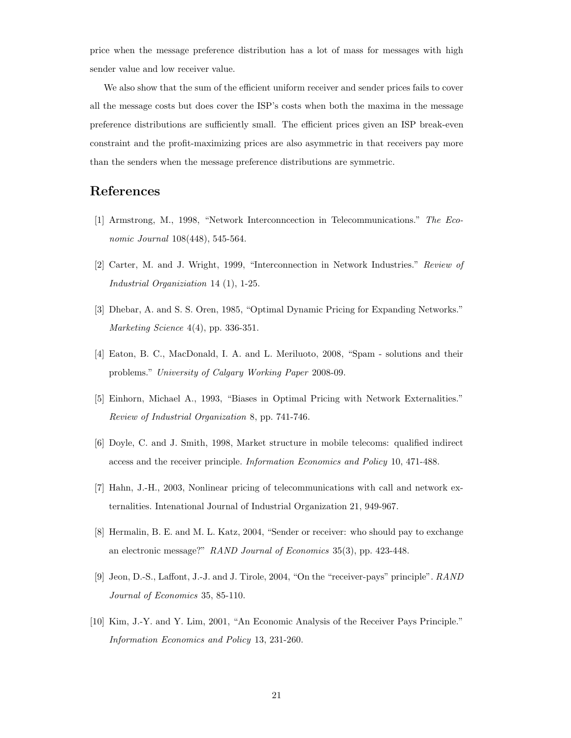price when the message preference distribution has a lot of mass for messages with high sender value and low receiver value.

We also show that the sum of the efficient uniform receiver and sender prices fails to cover all the message costs but does cover the ISP's costs when both the maxima in the message preference distributions are sufficiently small. The efficient prices given an ISP break-even constraint and the profit-maximizing prices are also asymmetric in that receivers pay more than the senders when the message preference distributions are symmetric.

# References

[1] Armstrong, M., 1998, "Network Interconncection in Telecommunications." *The Economic Journal* 108(448), 545-564.

[2] Carter, M. and J. Wright, 1999, "Interconnection in Network Industries." *Review of Industrial Organiziation* 14 (1), 1-25.

[3] Dhebar, A. and S. S. Oren, 1985, "Optimal Dynamic Pricing for Expanding Networks." *Marketing Science* 4(4), pp. 336-351.

[4] Eaton, B. C., MacDonald, I. A. and L. Meriluoto, 2008, "Spam - solutions and their problems." *University of Calgary Working Paper* 2008-09.

[5] Einhorn, Michael A., 1993, "Biases in Optimal Pricing with Network Externalities." *Review of Industrial Organization* 8, pp. 741-746.

[6] Doyle, C. and J. Smith, 1998, Market structure in mobile telecoms: qualified indirect access and the receiver principle. *Information Economics and Policy* 10, 471-488.

[7] Hahn, J.-H., 2003, Nonlinear pricing of telecommunications with call and network externalities. Intenational Journal of Industrial Organization 21, 949-967.

[8] Hermalin, B. E. and M. L. Katz, 2004, "Sender or receiver: who should pay to exchange an electronic message?" *RAND Journal of Economics* 35(3), pp. 423-448.

[9] Jeon, D.-S., Laffont, J.-J. and J. Tirole, 2004, "On the "receiver-pays" principle". *RAND Journal of Economics* 35, 85-110.

[10] Kim, J.-Y. and Y. Lim, 2001, "An Economic Analysis of the Receiver Pays Principle." *Information Economics and Policy* 13, 231-260.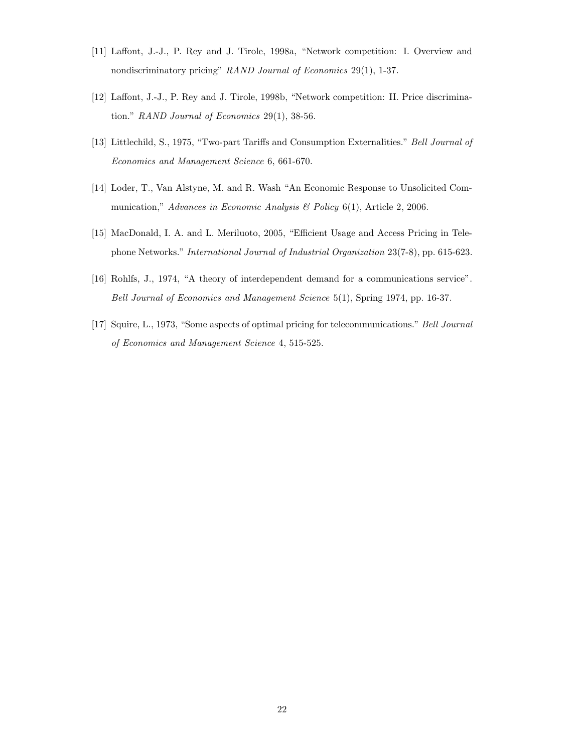[11] Laffont, J.-J., P. Rey and J. Tirole, 1998a, "Network competition: I. Overview and nondiscriminatory pricing" *RAND Journal of Economics* 29(1), 1-37.

[12] Laffont, J.-J., P. Rey and J. Tirole, 1998b, "Network competition: II. Price discrimination." *RAND Journal of Economics* 29(1), 38-56.

[13] Littlechild, S., 1975, "Two-part Tariffs and Consumption Externalities." *Bell Journal of Economics and Management Science* 6, 661-670.

[14] Loder, T., Van Alstyne, M. and R. Wash "An Economic Response to Unsolicited Communication," *Advances in Economic Analysis & Policy* 6(1), Article 2, 2006.

[15] MacDonald, I. A. and L. Meriluoto, 2005, "Efficient Usage and Access Pricing in Telephone Networks." *International Journal of Industrial Organization* 23(7-8), pp. 615-623.

[16] Rohlfs, J., 1974, "A theory of interdependent demand for a communications service". *Bell Journal of Economics and Management Science* 5(1), Spring 1974, pp. 16-37.

[17] Squire, L., 1973, "Some aspects of optimal pricing for telecommunications." *Bell Journal of Economics and Management Science* 4, 515-525.